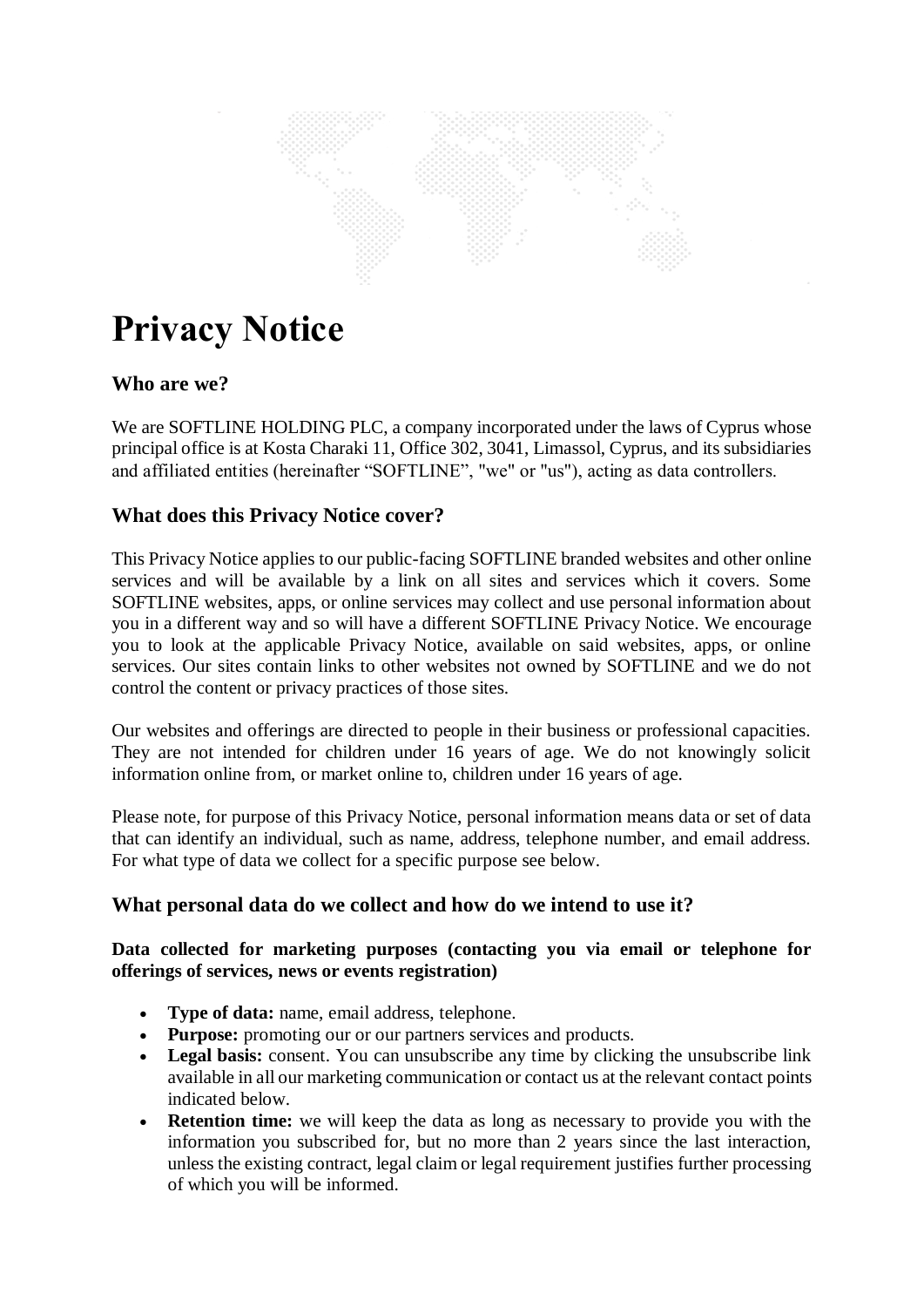# Privacy Notice

## Who are we?

We are SOFTLINE HOLDING PLC, a company incorporated under the laws of Cyprus whose principal office is at Kosta Charaki 11, Office 302, 3041, Limassol, Cyprus, and its subsidiaries and affiliated entities (hereinafter "SOFTLINE", "we" or "us"), acting as data controllers.

## What does this Privacy Notice cover?

This Privacy Notice applies to our public-facing SOFTLINE branded websites and other online services and will be available by a link on all sites and services which it covers. Some SOFTLINE websites, apps, or online services may collect and use personal information about you in a different way and so will have a different SOFTLINE Privacy Notice. We encourage you to look at the applicable Privacy Notice, available on said websites, apps, or online services. Our sites contain links to other websites not owned by SOFTLINE and we do not control the content or privacy practices of those sites.

Our websites and offerings are directed to people in their business or professional capacities. They are not intended for children under 16 years of age. We do not knowingly solicit information online from, or market online to, children under 16 years of age.

Please note, for purpose of this Privacy Notice, personal information means data or set of data that can identify an individual, such as name, address, telephone number, and email address. For what type of data we collect for a specific purpose see below.

## What personal data do we collect and how do we intend to use it?

**Data collected for marketing purposes (contacting you via email or telephone for offerings of services, news or events registration)**

- **Type of data:** name, email address, telephone.
- **Purpose:** promoting our or our partners services and products.
- **Legal basis:** consent. You can unsubscribe any time by clicking the unsubscribe link available in all our marketing communication or contact us at the relevant contact points indicated below.
- **Retention time:** we will keep the data as long as necessary to provide you with the information you subscribed for, but no more than 2 years since the last interaction, unless the existing contract, legal claim or legal requirement justifies further processing of which you will be informed.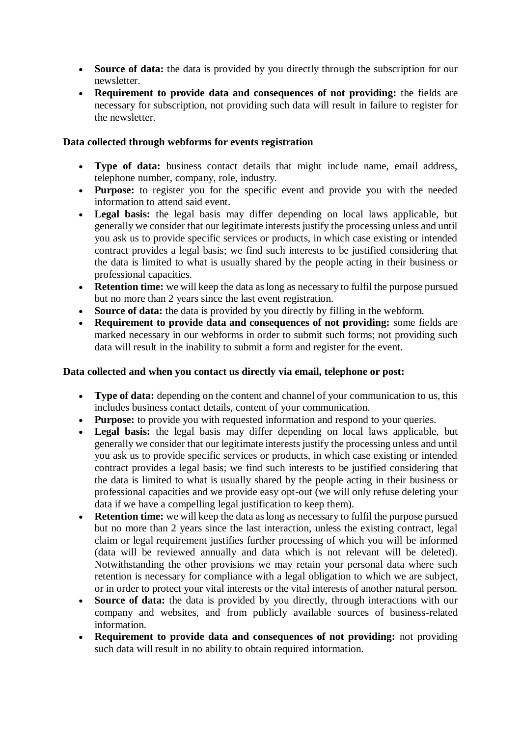- **Source of data:** the data is provided by you directly through the subscription for our newsletter.
- **Requirement to provide data and consequences of not providing:** the fields are necessary for subscription, not providing such data will result in failure to register for the newsletter.

**Data collected through webforms for events registration**

- **Type of data:** business contact details that might include name, email address, telephone number, company, role, industry.
- **Purpose:** to register you for the specific event and provide you with the needed information to attend said event.
- **Legal basis:** the legal basis may differ depending on local laws applicable, but generally we consider that our legitimate interests justify the processing unless and until you ask us to provide specific services or products, in which case existing or intended contract provides a legal basis; we find such interests to be justified considering that the data is limited to what is usually shared by the people acting in their business or professional capacities.
- **Retention time:** we will keep the data as long as necessary to fulfil the purpose pursued but no more than 2 years since the last event registration.
- **Source of data:** the data is provided by you directly by filling in the webform.
- **Requirement to provide data and consequences of not providing:** some fields are marked necessary in our webforms in order to submit such forms; not providing such data will result in the inability to submit a form and register for the event.

**Data collected and when you contact us directly via email, telephone or post:**

- **Type of data:** depending on the content and channel of your communication to us, this includes business contact details, content of your communication.
- **Purpose:** to provide you with requested information and respond to your queries.
- **Legal basis:** the legal basis may differ depending on local laws applicable, but generally we consider that our legitimate interests justify the processing unless and until you ask us to provide specific services or products, in which case existing or intended contract provides a legal basis; we find such interests to be justified considering that the data is limited to what is usually shared by the people acting in their business or professional capacities and we provide easy opt-out (we will only refuse deleting your data if we have a compelling legal justification to keep them).
- **Retention time:** we will keep the data as long as necessary to fulfil the purpose pursued but no more than 2 years since the last interaction, unless the existing contract, legal claim or legal requirement justifies further processing of which you will be informed (data will be reviewed annually and data which is not relevant will be deleted). Notwithstanding the other provisions we may retain your personal data where such retention is necessary for compliance with a legal obligation to which we are subject, or in order to protect your vital interests or the vital interests of another natural person.
- **Source of data:** the data is provided by you directly, through interactions with our company and websites, and from publicly available sources of business-related information.
- **Requirement to provide data and consequences of not providing:** not providing such data will result in no ability to obtain required information.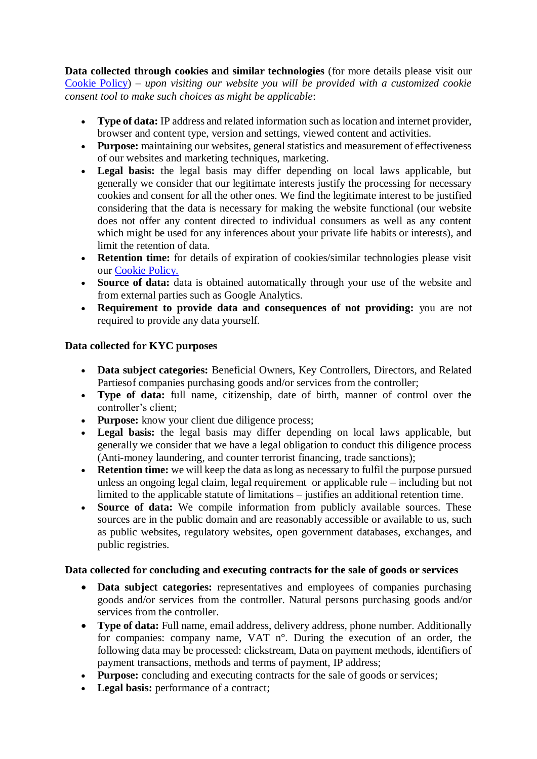**Data collected through cookies and similar technologies** (for more details please visit our [Cookie Policy]) – *upon visiting our website you will be provided with a customized cookie consent tool to make such choices as might be applicable*:

- **Type of data:** IP address and related information such as location and internet provider, browser and content type, version and settings, viewed content and activities.
- **Purpose:** maintaining our websites, general statistics and measurement of effectiveness of our websites and marketing techniques, marketing.
- **Legal basis:** the legal basis may differ depending on local laws applicable, but generally we consider that our legitimate interests justify the processing for necessary cookies and consent for all the other ones. We find the legitimate interest to be justified considering that the data is necessary for making the website functional (our website does not offer any content directed to individual consumers as well as any content which might be used for any inferences about your private life habits or interests), and limit the retention of data.
- **Retention time:** for details of expiration of cookies/similar technologies please visit our [Cookie Policy.]
- **Source of data:** data is obtained automatically through your use of the website and from external parties such as Google Analytics.
- **Requirement to provide data and consequences of not providing:** you are not required to provide any data yourself.

**Data collected for KYC purposes**

- **Data subject categories:** Beneficial Owners, Key Controllers, Directors, and Related Partiesof companies purchasing goods and/or services from the controller;
- **Type of data:** full name, citizenship, date of birth, manner of control over the controller's client;
- **Purpose:** know your client due diligence process;
- **Legal basis:** the legal basis may differ depending on local laws applicable, but generally we consider that we have a legal obligation to conduct this diligence process (Anti-money laundering, and counter terrorist financing, trade sanctions);
- **Retention time:** we will keep the data as long as necessary to fulfil the purpose pursued unless an ongoing legal claim, legal requirement or applicable rule – including but not limited to the applicable statute of limitations – justifies an additional retention time.
- **Source of data:** We compile information from publicly available sources. These sources are in the public domain and are reasonably accessible or available to us, such as public websites, regulatory websites, open government databases, exchanges, and public registries.

**Data collected for concluding and executing contracts for the sale of goods or services**

- **Data subject categories:** representatives and employees of companies purchasing goods and/or services from the controller. Natural persons purchasing goods and/or services from the controller.
- **Type of data:** Full name, email address, delivery address, phone number. Additionally for companies: company name, VAT n°. During the execution of an order, the following data may be processed: clickstream, Data on payment methods, identifiers of payment transactions, methods and terms of payment, IP address;
- **Purpose:** concluding and executing contracts for the sale of goods or services;
- **Legal basis:** performance of a contract;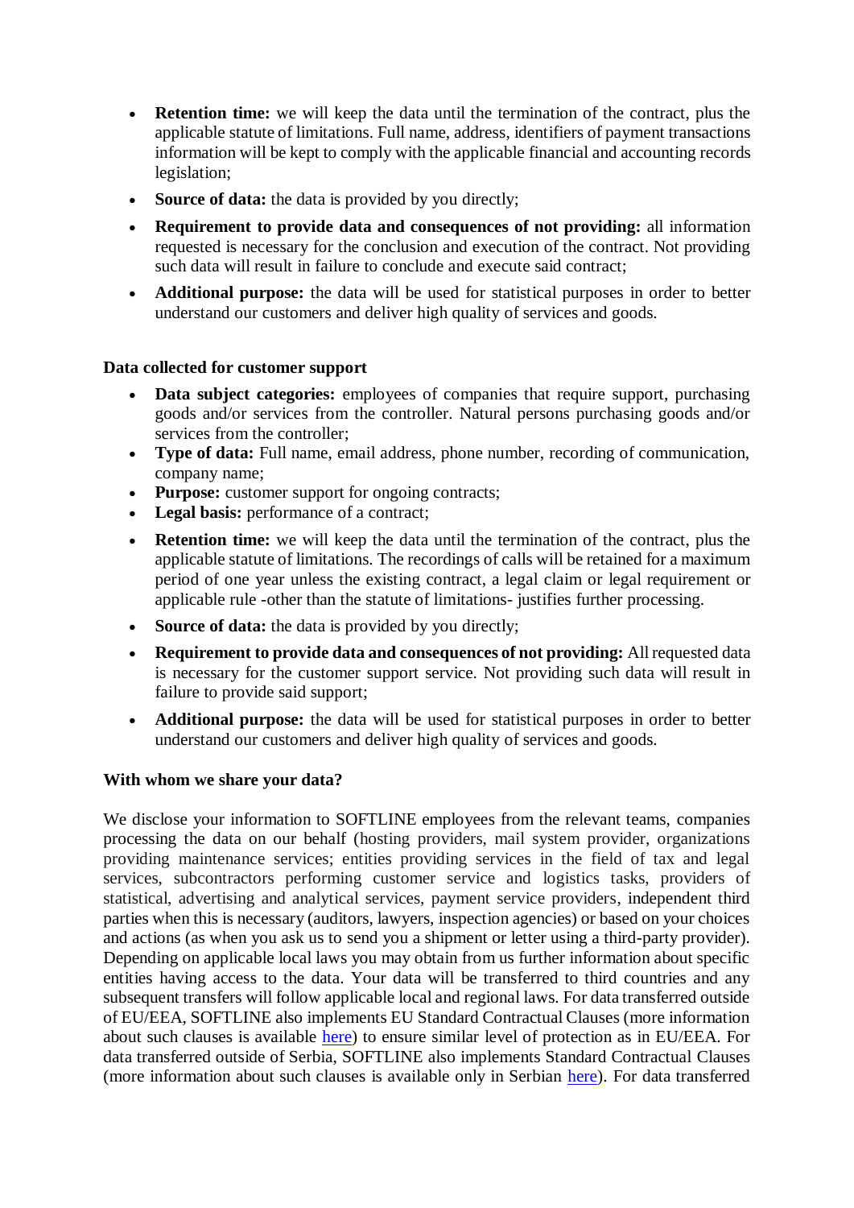- **Retention time:** we will keep the data until the termination of the contract, plus the applicable statute of limitations. Full name, address, identifiers of payment transactions information will be kept to comply with the applicable financial and accounting records legislation;
- **Source of data:** the data is provided by you directly;
- **Requirement to provide data and consequences of not providing:** all information requested is necessary for the conclusion and execution of the contract. Not providing such data will result in failure to conclude and execute said contract;
- **Additional purpose:** the data will be used for statistical purposes in order to better understand our customers and deliver high quality of services and goods.

**Data collected for customer support**

- **Data subject categories:** employees of companies that require support, purchasing goods and/or services from the controller. Natural persons purchasing goods and/or services from the controller;
- **Type of data:** Full name, email address, phone number, recording of communication, company name;
- **Purpose:** customer support for ongoing contracts;
- **Legal basis:** performance of a contract;
- **Retention time:** we will keep the data until the termination of the contract, plus the applicable statute of limitations. The recordings of calls will be retained for a maximum period of one year unless the existing contract, a legal claim or legal requirement or applicable rule -other than the statute of limitations- justifies further processing.
- **Source of data:** the data is provided by you directly;
- **Requirement to provide data and consequences of not providing:** All requested data is necessary for the customer support service. Not providing such data will result in failure to provide said support;
- **Additional purpose:** the data will be used for statistical purposes in order to better understand our customers and deliver high quality of services and goods.

**With whom we share your data?**

We disclose your information to SOFTLINE employees from the relevant teams, companies processing the data on our behalf (hosting providers, mail system provider, organizations providing maintenance services; entities providing services in the field of tax and legal services, subcontractors performing customer service and logistics tasks, providers of statistical, advertising and analytical services, payment service providers, independent third parties when this is necessary (auditors, lawyers, inspection agencies) or based on your choices and actions (as when you ask us to send you a shipment or letter using a third-party provider). Depending on applicable local laws you may obtain from us further information about specific entities having access to the data. Your data will be transferred to third countries and any subsequent transfers will follow applicable local and regional laws. For data transferred outside of EU/EEA, SOFTLINE also implements EU Standard Contractual Clauses (more information about such clauses is available here) to ensure similar level of protection as in EU/EEA. For data transferred outside of Serbia, SOFTLINE also implements Standard Contractual Clauses (more information about such clauses is available only in Serbian here). For data transferred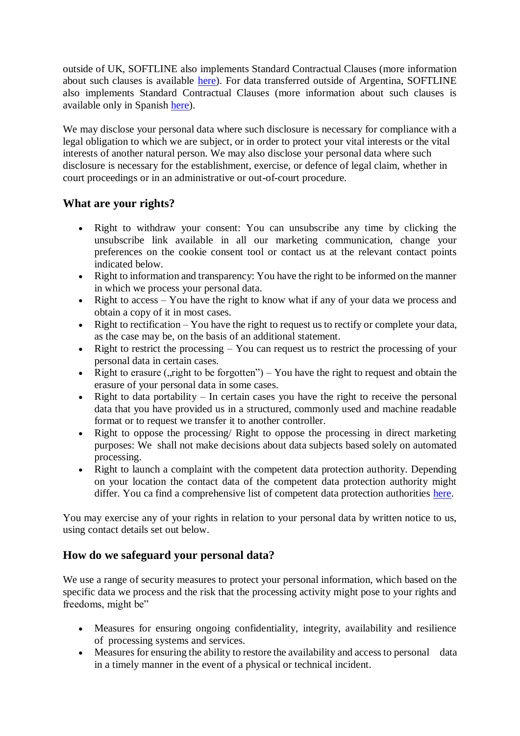outside of UK, SOFTLINE also implements Standard Contractual Clauses (more information about such clauses is available [here](#)). For data transferred outside of Argentina, SOFTLINE also implements Standard Contractual Clauses (more information about such clauses is available only in Spanish [here](#)).

We may disclose your personal data where such disclosure is necessary for compliance with a legal obligation to which we are subject, or in order to protect your vital interests or the vital interests of another natural person. We may also disclose your personal data where such disclosure is necessary for the establishment, exercise, or defence of legal claim, whether in court proceedings or in an administrative or out-of-court procedure.

## What are your rights?

- Right to withdraw your consent: You can unsubscribe any time by clicking the unsubscribe link available in all our marketing communication, change your preferences on the cookie consent tool or contact us at the relevant contact points indicated below.
- Right to information and transparency: You have the right to be informed on the manner in which we process your personal data.
- Right to access – You have the right to know what if any of your data we process and obtain a copy of it in most cases.
- Right to rectification – You have the right to request us to rectify or complete your data, as the case may be, on the basis of an additional statement.
- Right to restrict the processing – You can request us to restrict the processing of your personal data in certain cases.
- Right to erasure („right to be forgotten") – You have the right to request and obtain the erasure of your personal data in some cases.
- Right to data portability – In certain cases you have the right to receive the personal data that you have provided us in a structured, commonly used and machine readable format or to request we transfer it to another controller.
- Right to oppose the processing/ Right to oppose the processing in direct marketing purposes: We shall not make decisions about data subjects based solely on automated processing.
- Right to launch a complaint with the competent data protection authority. Depending on your location the contact data of the competent data protection authority might differ. You ca find a comprehensive list of competent data protection authorities [here](#).

You may exercise any of your rights in relation to your personal data by written notice to us, using contact details set out below.

## How do we safeguard your personal data?

We use a range of security measures to protect your personal information, which based on the specific data we process and the risk that the processing activity might pose to your rights and freedoms, might be"

- Measures for ensuring ongoing confidentiality, integrity, availability and resilience of processing systems and services.
- Measures for ensuring the ability to restore the availability and access to personal data in a timely manner in the event of a physical or technical incident.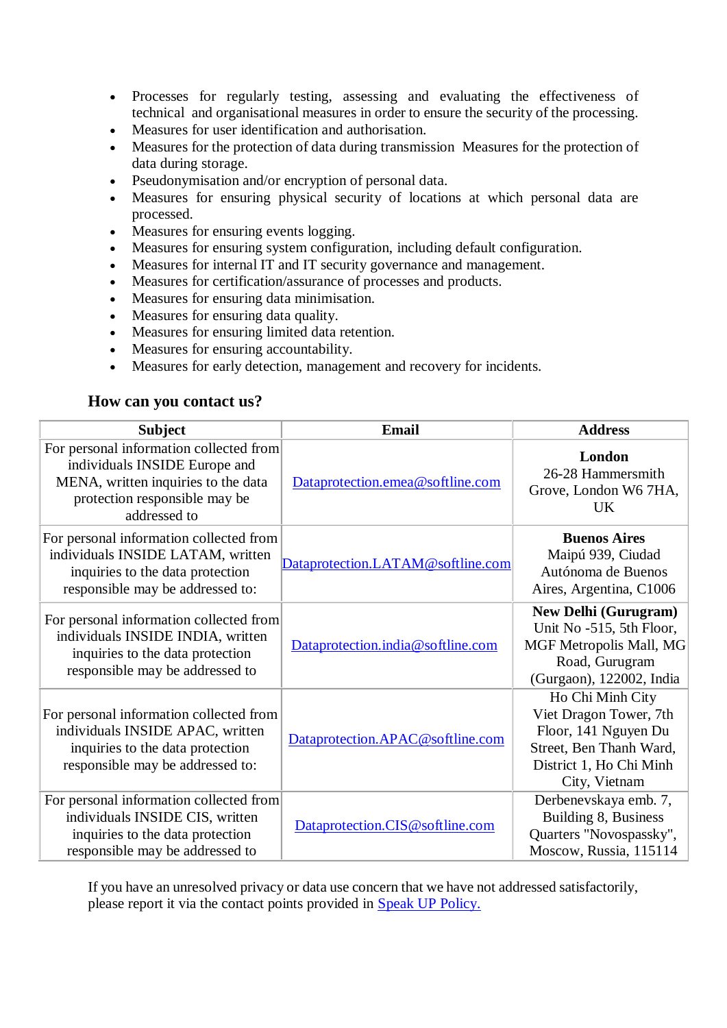- Processes for regularly testing, assessing and evaluating the effectiveness of technical and organisational measures in order to ensure the security of the processing.
- Measures for user identification and authorisation.
- Measures for the protection of data during transmission Measures for the protection of data during storage.
- Pseudonymisation and/or encryption of personal data.
- Measures for ensuring physical security of locations at which personal data are processed.
- Measures for ensuring events logging.
- Measures for ensuring system configuration, including default configuration.
- Measures for internal IT and IT security governance and management.
- Measures for certification/assurance of processes and products.
- Measures for ensuring data minimisation.
- Measures for ensuring data quality.
- Measures for ensuring limited data retention.
- Measures for ensuring accountability.
- Measures for early detection, management and recovery for incidents.

### How can you contact us?

| Subject | Email | Address |
|---|---|---|
| For personal information collected from individuals INSIDE Europe and MENA, written inquiries to the data protection responsible may be addressed to | Dataprotection.emea@softline.com | **London** 26-28 Hammersmith Grove, London W6 7HA, UK |
| For personal information collected from individuals INSIDE LATAM, written inquiries to the data protection responsible may be addressed to: | Dataprotection.LATAM@softline.com | **Buenos Aires** Maipú 939, Ciudad Autónoma de Buenos Aires, Argentina, C1006 |
| For personal information collected from individuals INSIDE INDIA, written inquiries to the data protection responsible may be addressed to | Dataprotection.india@softline.com | **New Delhi (Gurugram)** Unit No -515, 5th Floor, MGF Metropolis Mall, MG Road, Gurugram (Gurgaon), 122002, India |
| For personal information collected from individuals INSIDE APAC, written inquiries to the data protection responsible may be addressed to: | Dataprotection.APAC@softline.com | Ho Chi Minh City Viet Dragon Tower, 7th Floor, 141 Nguyen Du Street, Ben Thanh Ward, District 1, Ho Chi Minh City, Vietnam |
| For personal information collected from individuals INSIDE CIS, written inquiries to the data protection responsible may be addressed to | Dataprotection.CIS@softline.com | Derbenevskaya emb. 7, Building 8, Business Quarters "Novospassky", Moscow, Russia, 115114 |

If you have an unresolved privacy or data use concern that we have not addressed satisfactorily, please report it via the contact points provided in Speak UP Policy.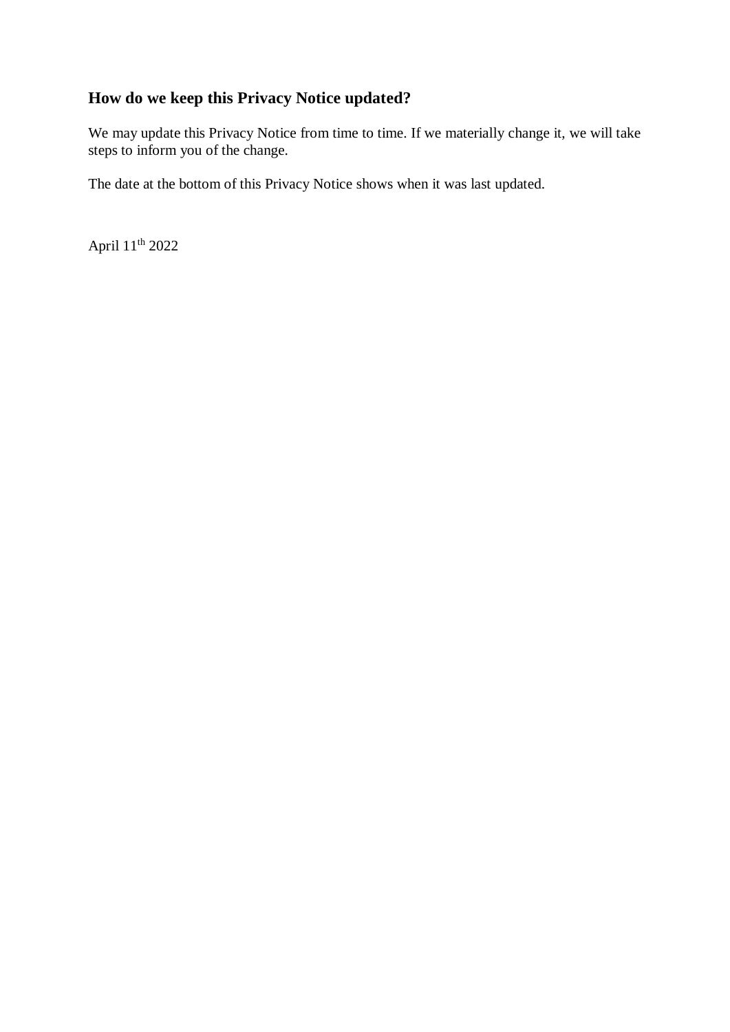## How do we keep this Privacy Notice updated?

We may update this Privacy Notice from time to time. If we materially change it, we will take steps to inform you of the change.

The date at the bottom of this Privacy Notice shows when it was last updated.

April 11th 2022